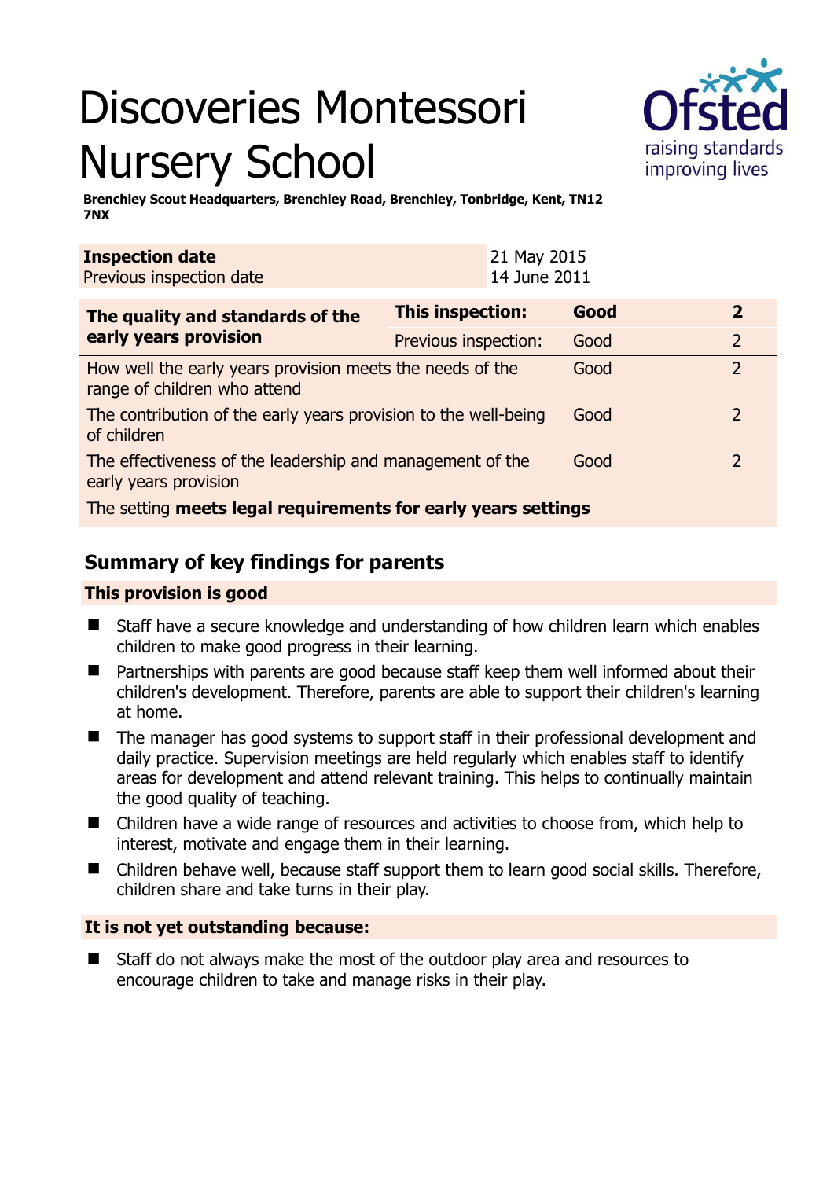# Discoveries Montessori Nursery School

**Brenchley Scout Headquarters, Brenchley Road, Brenchley, Tonbridge, Kent, TN12 7NX**

| **Inspection date** | 21 May 2015 |
| --- | --- |
| Previous inspection date | 14 June 2011 |

| **The quality and standards of the early years provision** | **This inspection:** | **Good** | **2** |
| --- | --- | --- | --- |
| | Previous inspection: | Good | 2 |
| How well the early years provision meets the needs of the range of children who attend | | Good | 2 |
| The contribution of the early years provision to the well-being of children | | Good | 2 |
| The effectiveness of the leadership and management of the early years provision | | Good | 2 |
| The setting **meets legal requirements for early years settings** | | | |

## Summary of key findings for parents

**This provision is good**

- Staff have a secure knowledge and understanding of how children learn which enables children to make good progress in their learning.
- Partnerships with parents are good because staff keep them well informed about their children's development. Therefore, parents are able to support their children's learning at home.
- The manager has good systems to support staff in their professional development and daily practice. Supervision meetings are held regularly which enables staff to identify areas for development and attend relevant training. This helps to continually maintain the good quality of teaching.
- Children have a wide range of resources and activities to choose from, which help to interest, motivate and engage them in their learning.
- Children behave well, because staff support them to learn good social skills. Therefore, children share and take turns in their play.

**It is not yet outstanding because:**

- Staff do not always make the most of the outdoor play area and resources to encourage children to take and manage risks in their play.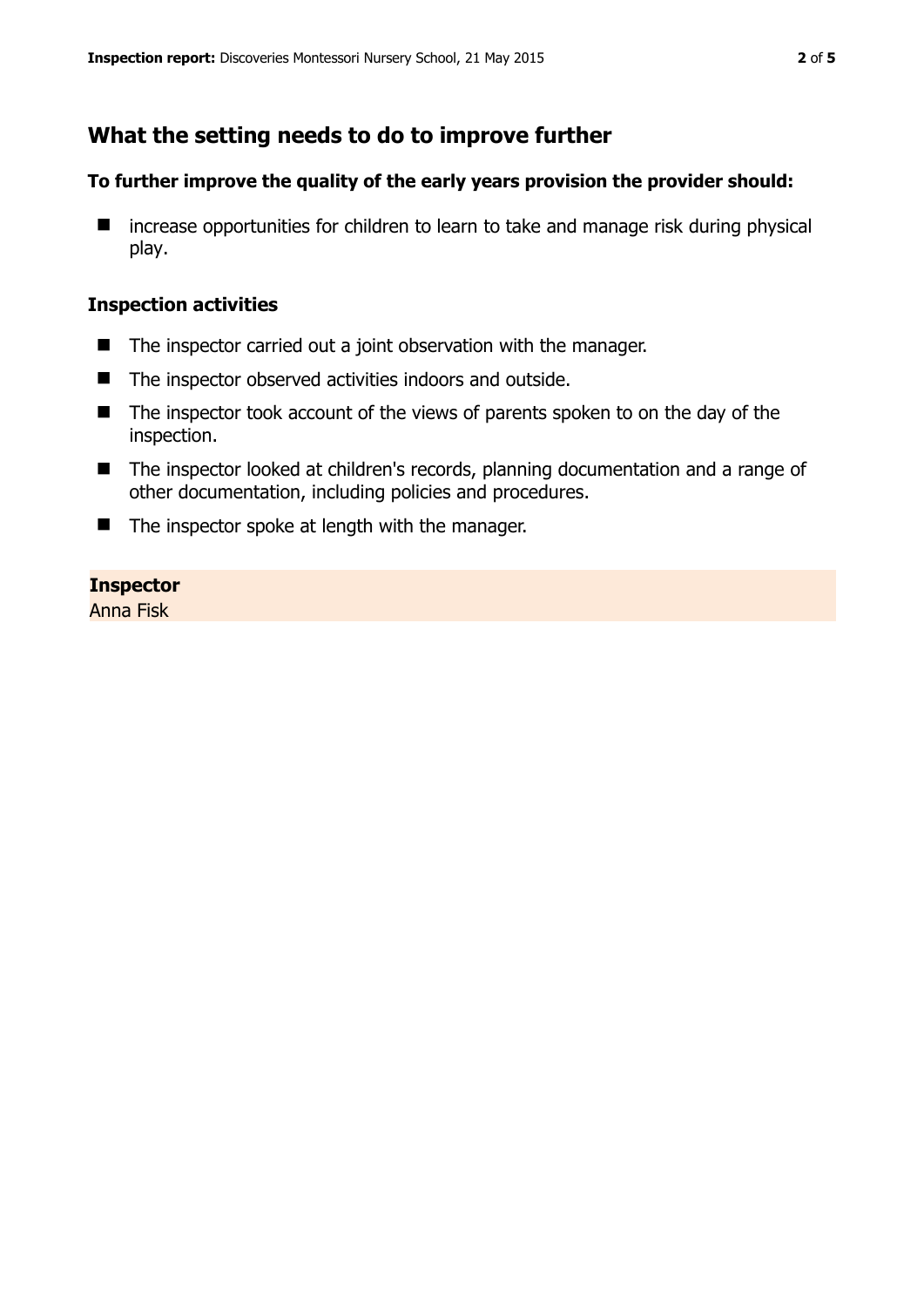## What the setting needs to do to improve further

**To further improve the quality of the early years provision the provider should:**

- increase opportunities for children to learn to take and manage risk during physical play.

### Inspection activities

- The inspector carried out a joint observation with the manager.
- The inspector observed activities indoors and outside.
- The inspector took account of the views of parents spoken to on the day of the inspection.
- The inspector looked at children's records, planning documentation and a range of other documentation, including policies and procedures.
- The inspector spoke at length with the manager.

**Inspector**
Anna Fisk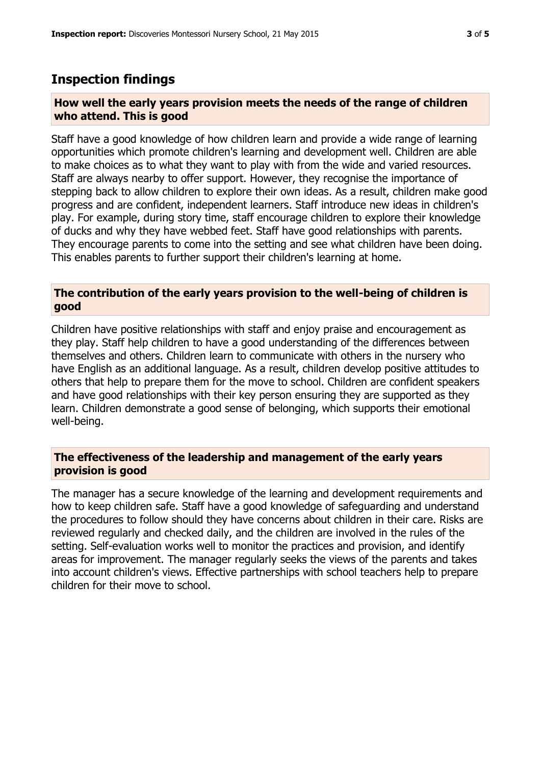## Inspection findings

### How well the early years provision meets the needs of the range of children who attend. This is good

Staff have a good knowledge of how children learn and provide a wide range of learning opportunities which promote children's learning and development well. Children are able to make choices as to what they want to play with from the wide and varied resources. Staff are always nearby to offer support. However, they recognise the importance of stepping back to allow children to explore their own ideas. As a result, children make good progress and are confident, independent learners. Staff introduce new ideas in children's play. For example, during story time, staff encourage children to explore their knowledge of ducks and why they have webbed feet. Staff have good relationships with parents. They encourage parents to come into the setting and see what children have been doing. This enables parents to further support their children's learning at home.

### The contribution of the early years provision to the well-being of children is good

Children have positive relationships with staff and enjoy praise and encouragement as they play. Staff help children to have a good understanding of the differences between themselves and others. Children learn to communicate with others in the nursery who have English as an additional language. As a result, children develop positive attitudes to others that help to prepare them for the move to school. Children are confident speakers and have good relationships with their key person ensuring they are supported as they learn. Children demonstrate a good sense of belonging, which supports their emotional well-being.

### The effectiveness of the leadership and management of the early years provision is good

The manager has a secure knowledge of the learning and development requirements and how to keep children safe. Staff have a good knowledge of safeguarding and understand the procedures to follow should they have concerns about children in their care. Risks are reviewed regularly and checked daily, and the children are involved in the rules of the setting. Self-evaluation works well to monitor the practices and provision, and identify areas for improvement. The manager regularly seeks the views of the parents and takes into account children's views. Effective partnerships with school teachers help to prepare children for their move to school.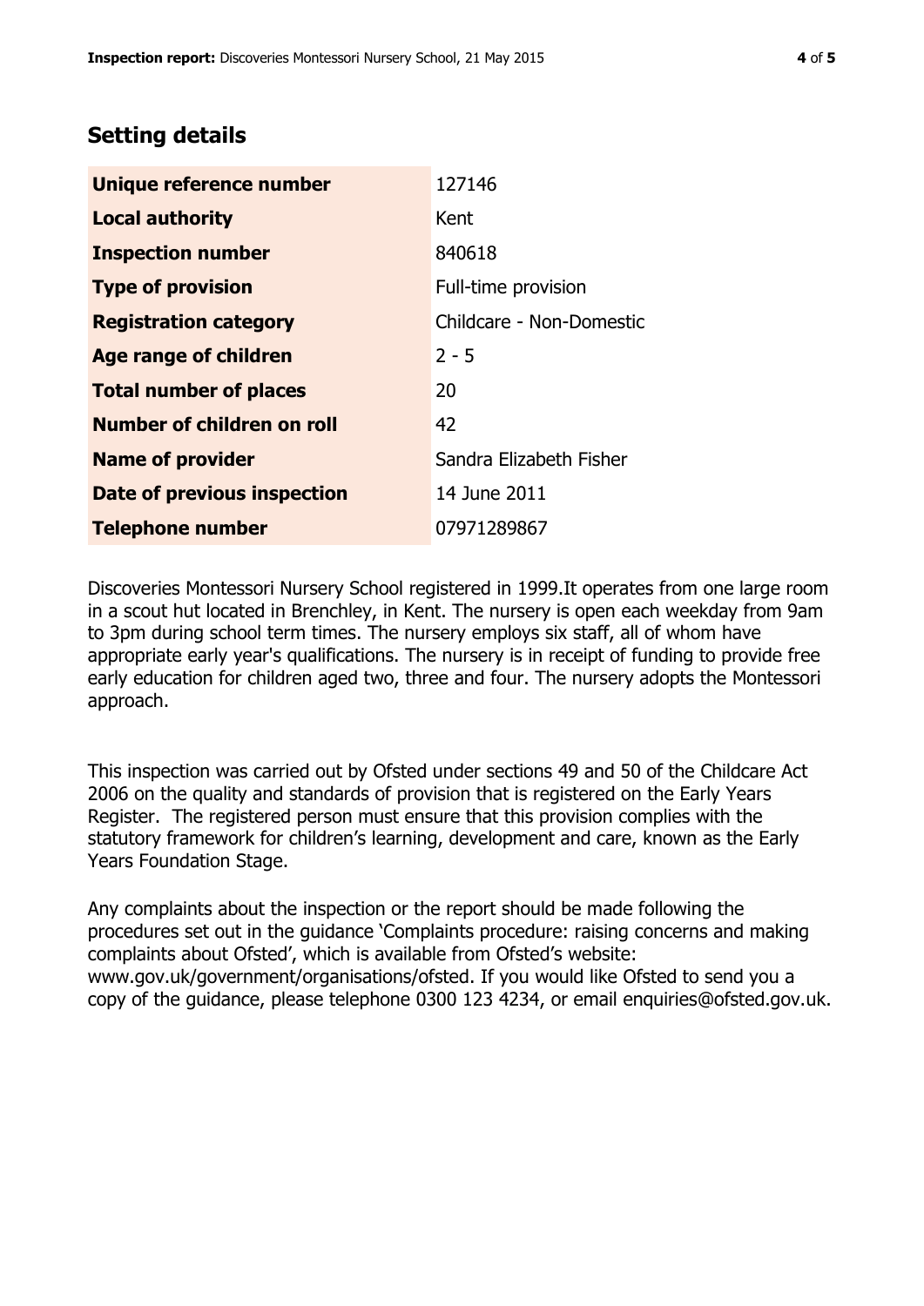## Setting details

| | |
|---|---|
| **Unique reference number** | 127146 |
| **Local authority** | Kent |
| **Inspection number** | 840618 |
| **Type of provision** | Full-time provision |
| **Registration category** | Childcare - Non-Domestic |
| **Age range of children** | 2 - 5 |
| **Total number of places** | 20 |
| **Number of children on roll** | 42 |
| **Name of provider** | Sandra Elizabeth Fisher |
| **Date of previous inspection** | 14 June 2011 |
| **Telephone number** | 07971289867 |

Discoveries Montessori Nursery School registered in 1999.It operates from one large room in a scout hut located in Brenchley, in Kent. The nursery is open each weekday from 9am to 3pm during school term times. The nursery employs six staff, all of whom have appropriate early year's qualifications. The nursery is in receipt of funding to provide free early education for children aged two, three and four. The nursery adopts the Montessori approach.

This inspection was carried out by Ofsted under sections 49 and 50 of the Childcare Act 2006 on the quality and standards of provision that is registered on the Early Years Register. The registered person must ensure that this provision complies with the statutory framework for children's learning, development and care, known as the Early Years Foundation Stage.

Any complaints about the inspection or the report should be made following the procedures set out in the guidance 'Complaints procedure: raising concerns and making complaints about Ofsted', which is available from Ofsted's website: www.gov.uk/government/organisations/ofsted. If you would like Ofsted to send you a copy of the guidance, please telephone 0300 123 4234, or email enquiries@ofsted.gov.uk.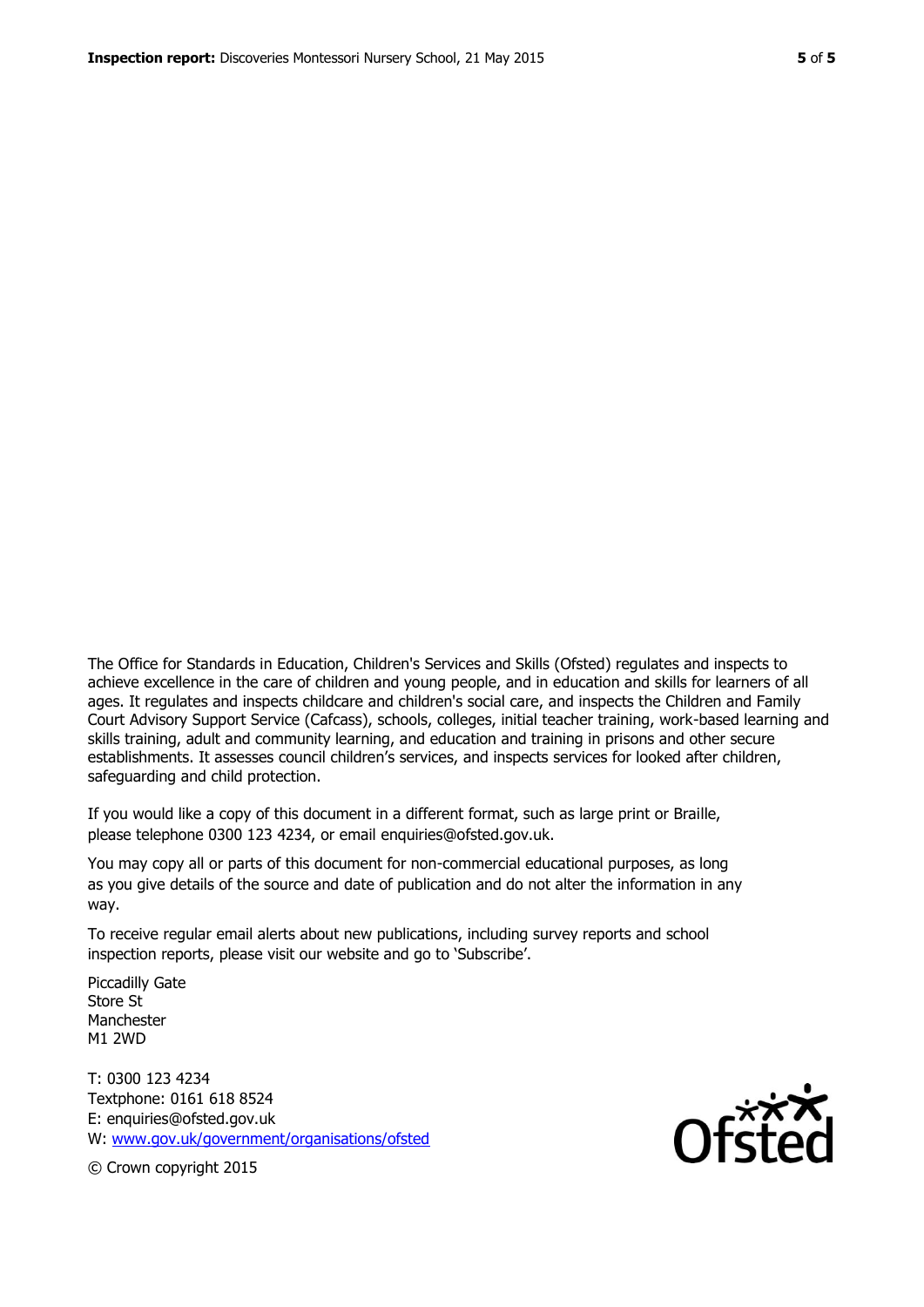The Office for Standards in Education, Children's Services and Skills (Ofsted) regulates and inspects to achieve excellence in the care of children and young people, and in education and skills for learners of all ages. It regulates and inspects childcare and children's social care, and inspects the Children and Family Court Advisory Support Service (Cafcass), schools, colleges, initial teacher training, work-based learning and skills training, adult and community learning, and education and training in prisons and other secure establishments. It assesses council children's services, and inspects services for looked after children, safeguarding and child protection.

If you would like a copy of this document in a different format, such as large print or Braille, please telephone 0300 123 4234, or email enquiries@ofsted.gov.uk.

You may copy all or parts of this document for non-commercial educational purposes, as long as you give details of the source and date of publication and do not alter the information in any way.

To receive regular email alerts about new publications, including survey reports and school inspection reports, please visit our website and go to 'Subscribe'.

Piccadilly Gate
Store St
Manchester
M1 2WD

T: 0300 123 4234
Textphone: 0161 618 8524
E: enquiries@ofsted.gov.uk
W: www.gov.uk/government/organisations/ofsted

© Crown copyright 2015

Ofsted